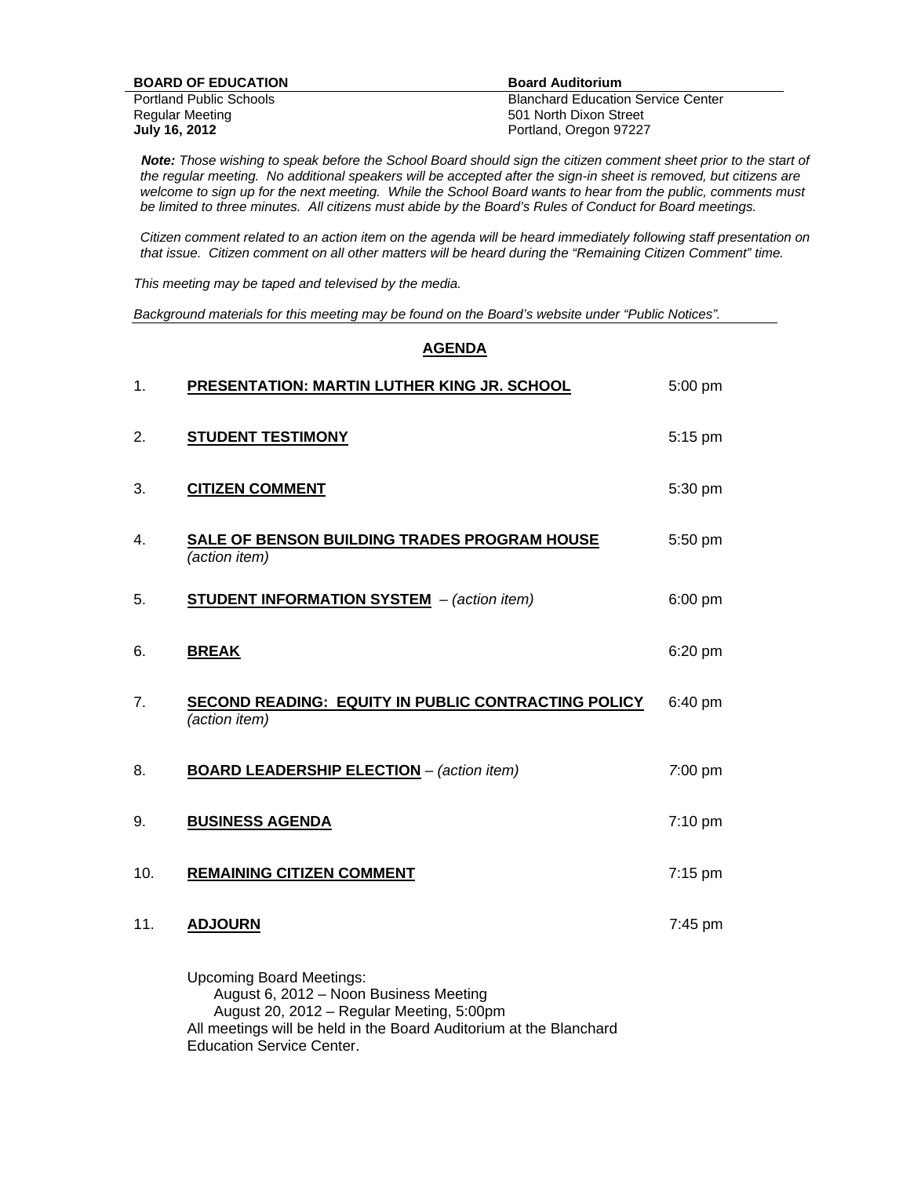**BOARD OF EDUCATION**
Portland Public Schools
Regular Meeting
**July 16, 2012**

**Board Auditorium**
Blanchard Education Service Center
501 North Dixon Street
Portland, Oregon 97227

***Note:*** *Those wishing to speak before the School Board should sign the citizen comment sheet prior to the start of the regular meeting. No additional speakers will be accepted after the sign-in sheet is removed, but citizens are welcome to sign up for the next meeting. While the School Board wants to hear from the public, comments must be limited to three minutes. All citizens must abide by the Board's Rules of Conduct for Board meetings.*

*Citizen comment related to an action item on the agenda will be heard immediately following staff presentation on that issue. Citizen comment on all other matters will be heard during the "Remaining Citizen Comment" time.*

*This meeting may be taped and televised by the media.*

*Background materials for this meeting may be found on the Board's website under "Public Notices".*

## AGENDA

| | | |
|---|---|---|
| 1. | **PRESENTATION: MARTIN LUTHER KING JR. SCHOOL** | 5:00 pm |
| 2. | **STUDENT TESTIMONY** | 5:15 pm |
| 3. | **CITIZEN COMMENT** | 5:30 pm |
| 4. | **SALE OF BENSON BUILDING TRADES PROGRAM HOUSE** *(action item)* | 5:50 pm |
| 5. | **STUDENT INFORMATION SYSTEM** – *(action item)* | 6:00 pm |
| 6. | **BREAK** | 6:20 pm |
| 7. | **SECOND READING: EQUITY IN PUBLIC CONTRACTING POLICY** *(action item)* | 6:40 pm |
| 8. | **BOARD LEADERSHIP ELECTION** – *(action item)* | 7:00 pm |
| 9. | **BUSINESS AGENDA** | 7:10 pm |
| 10. | **REMAINING CITIZEN COMMENT** | 7:15 pm |
| 11. | **ADJOURN** | 7:45 pm |

Upcoming Board Meetings:
August 6, 2012 – Noon Business Meeting
August 20, 2012 – Regular Meeting, 5:00pm
All meetings will be held in the Board Auditorium at the Blanchard Education Service Center.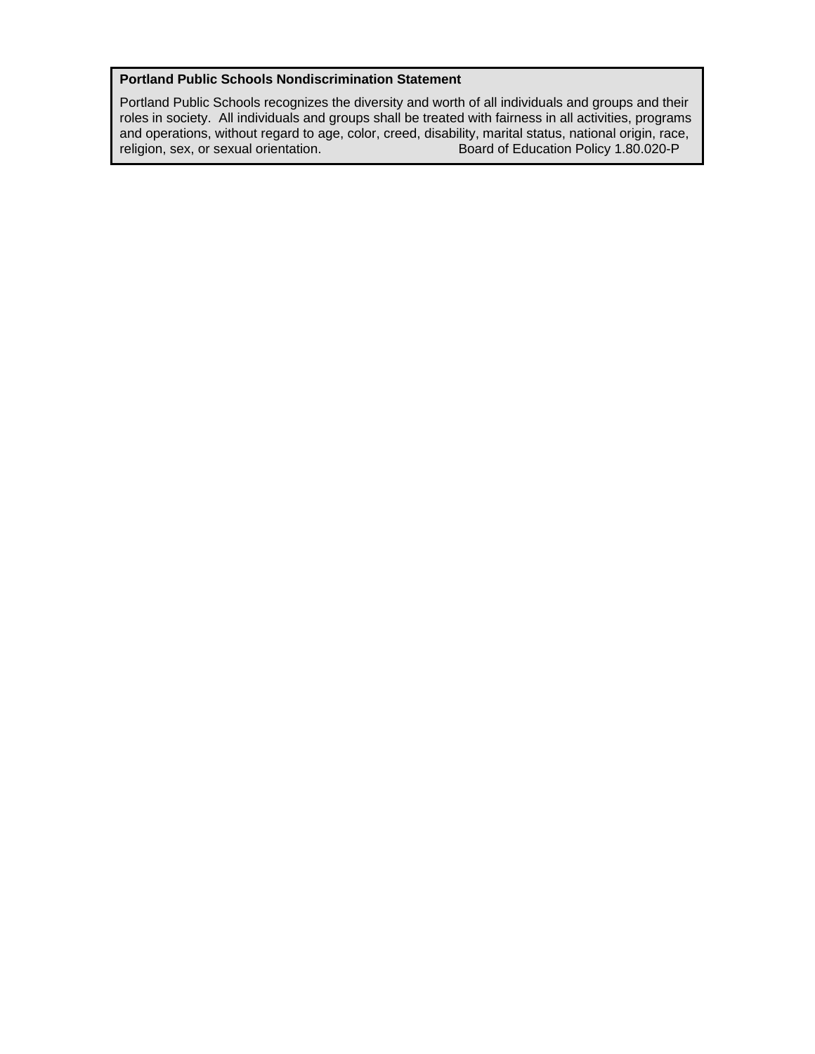**Portland Public Schools Nondiscrimination Statement**

Portland Public Schools recognizes the diversity and worth of all individuals and groups and their roles in society. All individuals and groups shall be treated with fairness in all activities, programs and operations, without regard to age, color, creed, disability, marital status, national origin, race, religion, sex, or sexual orientation. Board of Education Policy 1.80.020-P